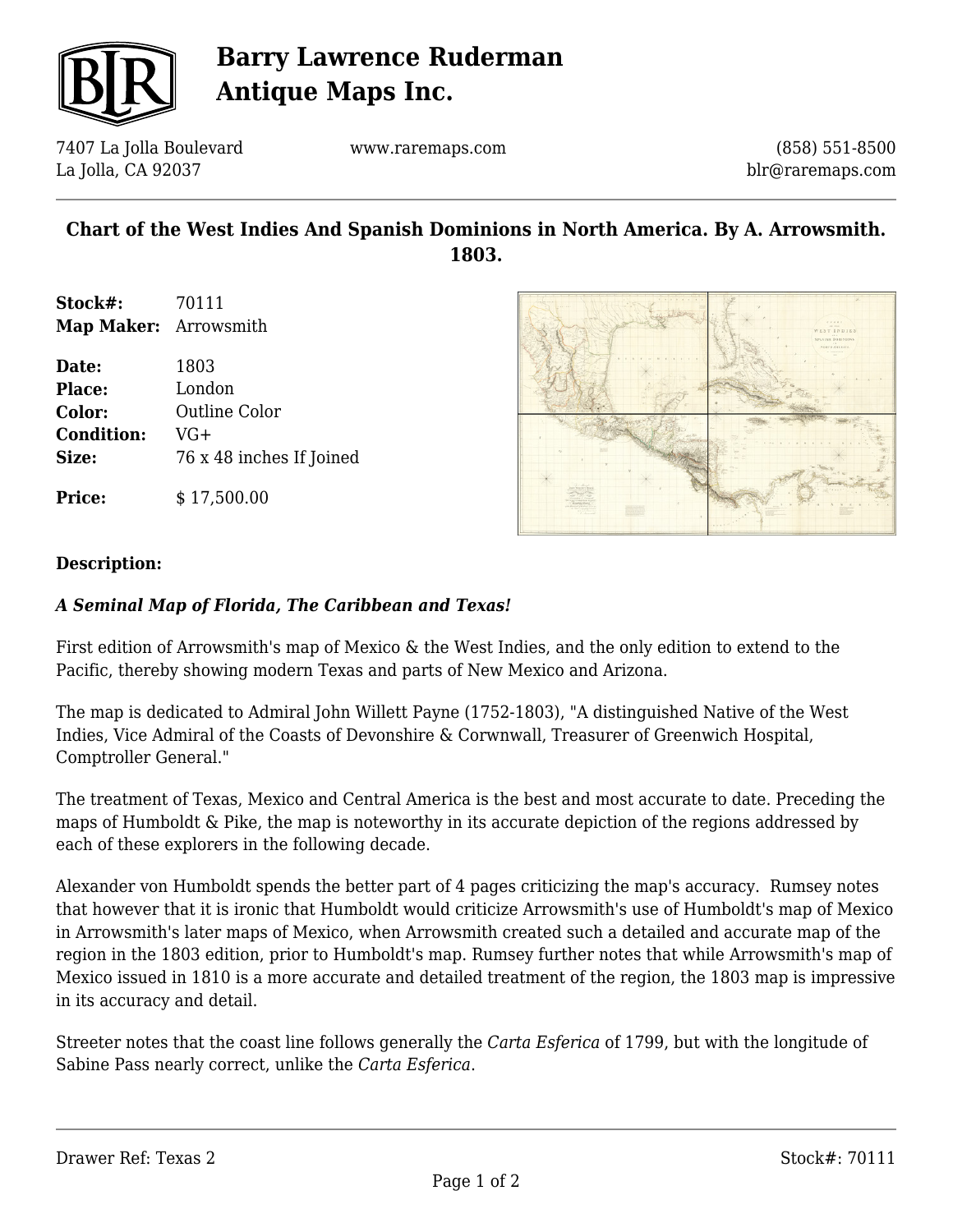# Barry Lawrence Ruderman Antique Maps Inc.

7407 La Jolla Boulevard
La Jolla, CA 92037

www.raremaps.com

(858) 551-8500
blr@raremaps.com

## Chart of the West Indies And Spanish Dominions in North America. By A. Arrowsmith. 1803.

**Stock#:** 70111
**Map Maker:** Arrowsmith

**Date:** 1803
**Place:** London
**Color:** Outline Color
**Condition:** VG+
**Size:** 76 x 48 inches If Joined

**Price:** $ 17,500.00

### Description:

***A Seminal Map of Florida, The Caribbean and Texas!***

First edition of Arrowsmith's map of Mexico & the West Indies, and the only edition to extend to the Pacific, thereby showing modern Texas and parts of New Mexico and Arizona.

The map is dedicated to Admiral John Willett Payne (1752-1803), "A distinguished Native of the West Indies, Vice Admiral of the Coasts of Devonshire & Corwnwall, Treasurer of Greenwich Hospital, Comptroller General."

The treatment of Texas, Mexico and Central America is the best and most accurate to date. Preceding the maps of Humboldt & Pike, the map is noteworthy in its accurate depiction of the regions addressed by each of these explorers in the following decade.

Alexander von Humboldt spends the better part of 4 pages criticizing the map's accuracy. Rumsey notes that however that it is ironic that Humboldt would criticize Arrowsmith's use of Humboldt's map of Mexico in Arrowsmith's later maps of Mexico, when Arrowsmith created such a detailed and accurate map of the region in the 1803 edition, prior to Humboldt's map. Rumsey further notes that while Arrowsmith's map of Mexico issued in 1810 is a more accurate and detailed treatment of the region, the 1803 map is impressive in its accuracy and detail.

Streeter notes that the coast line follows generally the *Carta Esferica* of 1799, but with the longitude of Sabine Pass nearly correct, unlike the *Carta Esferica*.

Drawer Ref: Texas 2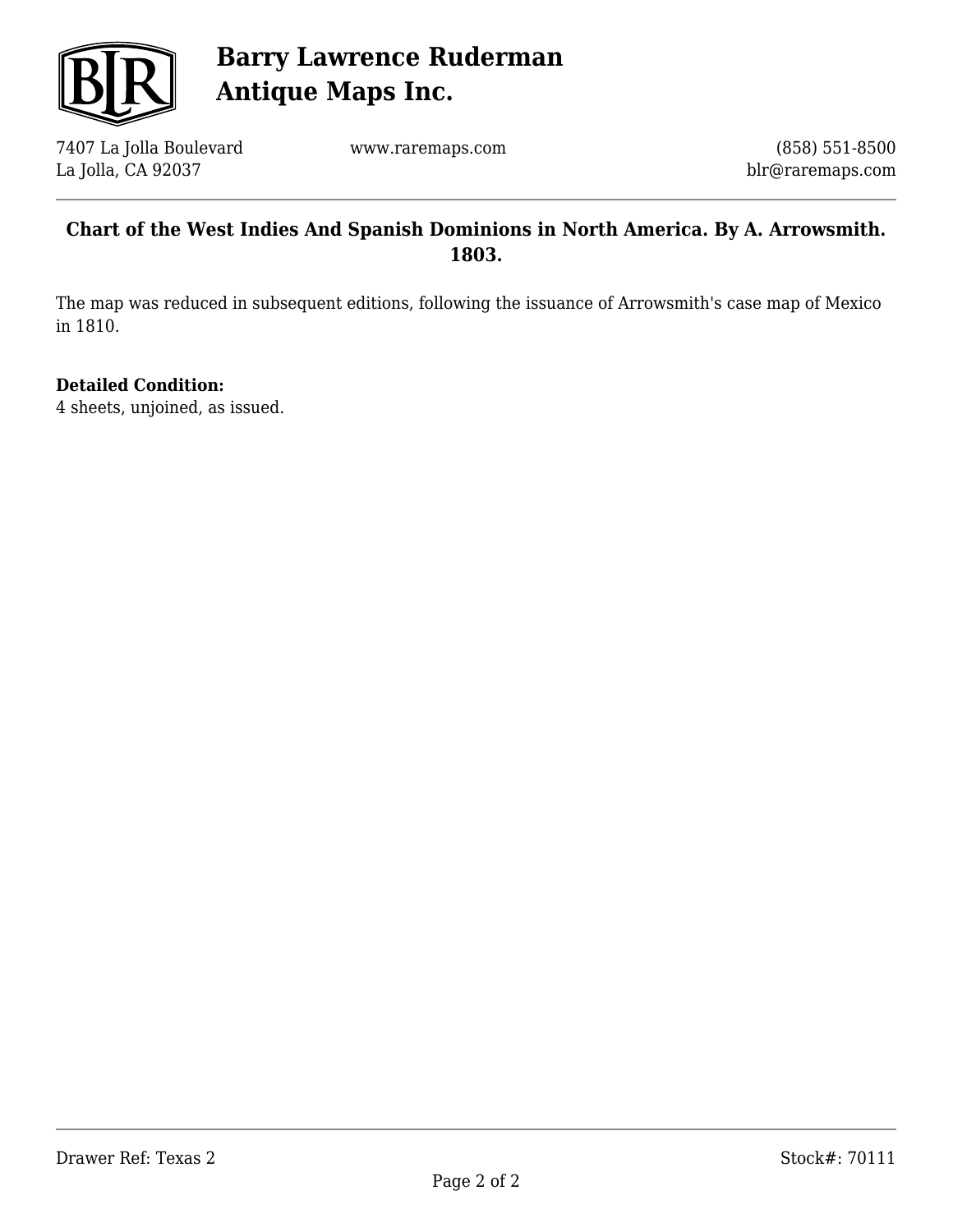**Chart of the West Indies And Spanish Dominions in North America. By A. Arrowsmith. 1803.**

The map was reduced in subsequent editions, following the issuance of Arrowsmith's case map of Mexico in 1810.

**Detailed Condition:**
4 sheets, unjoined, as issued.